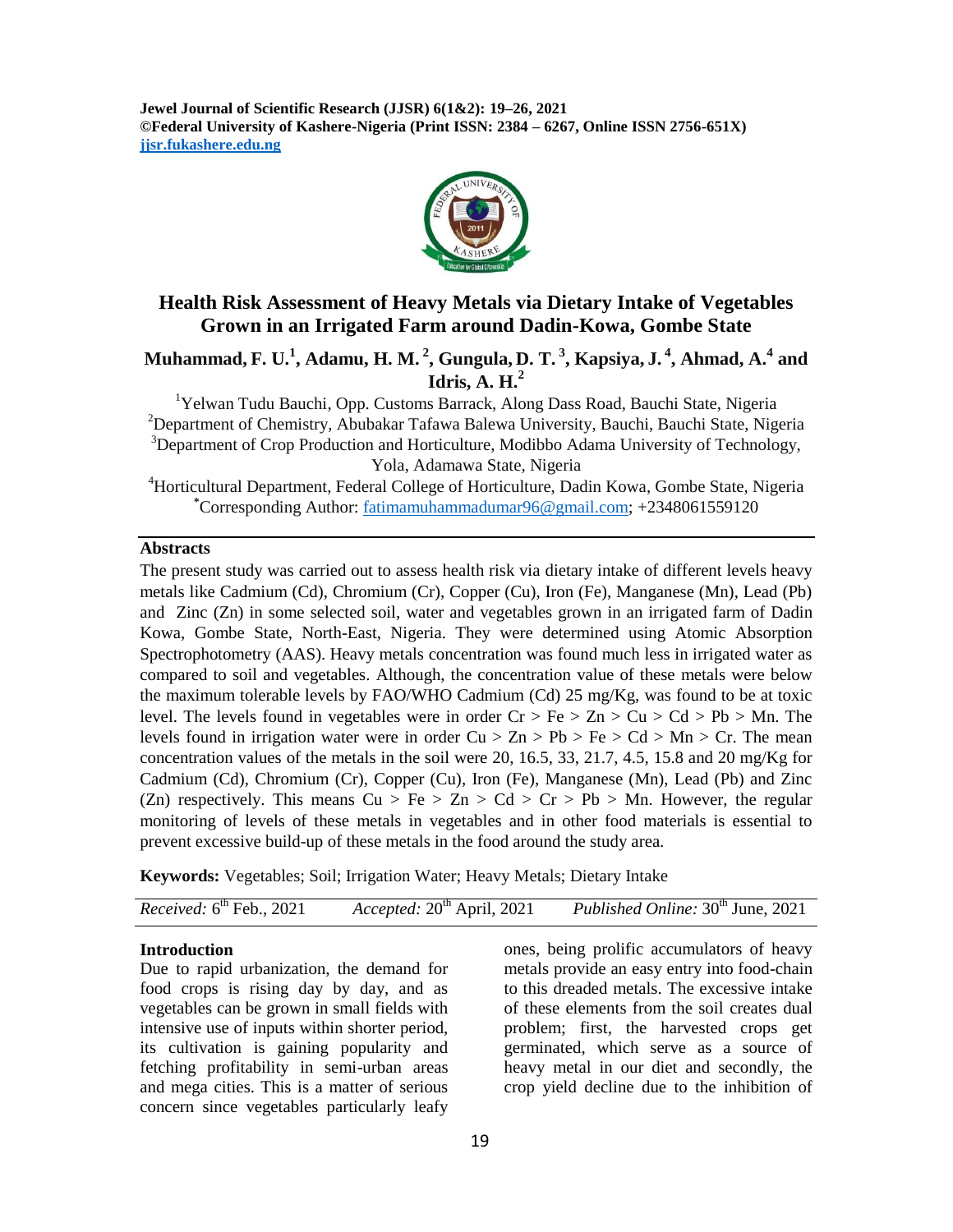**Jewel Journal of Scientific Research (JJSR) 6(1&2): 19–26, 2021**
**©Federal University of Kashere-Nigeria (Print ISSN: 2384 – 6267, Online ISSN 2756-651X)**
**jjsr.fukashere.edu.ng**

# Health Risk Assessment of Heavy Metals via Dietary Intake of Vegetables Grown in an Irrigated Farm around Dadin-Kowa, Gombe State

**Muhammad, F. U.[1], Adamu, H. M. [2], Gungula, D. T. [3], Kapsiya, J. [4], Ahmad, A.[4] and Idris, A. H.[2]**

[1]Yelwan Tudu Bauchi, Opp. Customs Barrack, Along Dass Road, Bauchi State, Nigeria
[2]Department of Chemistry, Abubakar Tafawa Balewa University, Bauchi, Bauchi State, Nigeria
[3]Department of Crop Production and Horticulture, Modibbo Adama University of Technology, Yola, Adamawa State, Nigeria
[4]Horticultural Department, Federal College of Horticulture, Dadin Kowa, Gombe State, Nigeria
*Corresponding Author: fatimamuhammadumar96@gmail.com; +2348061559120

## Abstracts

The present study was carried out to assess health risk via dietary intake of different levels heavy metals like Cadmium (Cd), Chromium (Cr), Copper (Cu), Iron (Fe), Manganese (Mn), Lead (Pb) and Zinc (Zn) in some selected soil, water and vegetables grown in an irrigated farm of Dadin Kowa, Gombe State, North-East, Nigeria. They were determined using Atomic Absorption Spectrophotometry (AAS). Heavy metals concentration was found much less in irrigated water as compared to soil and vegetables. Although, the concentration value of these metals were below the maximum tolerable levels by FAO/WHO Cadmium (Cd) 25 mg/Kg, was found to be at toxic level. The levels found in vegetables were in order Cr > Fe > Zn > Cu > Cd > Pb > Mn. The levels found in irrigation water were in order Cu > Zn > Pb > Fe > Cd > Mn > Cr. The mean concentration values of the metals in the soil were 20, 16.5, 33, 21.7, 4.5, 15.8 and 20 mg/Kg for Cadmium (Cd), Chromium (Cr), Copper (Cu), Iron (Fe), Manganese (Mn), Lead (Pb) and Zinc (Zn) respectively. This means Cu > Fe > Zn > Cd > Cr > Pb > Mn. However, the regular monitoring of levels of these metals in vegetables and in other food materials is essential to prevent excessive build-up of these metals in the food around the study area.

**Keywords:** Vegetables; Soil; Irrigation Water; Heavy Metals; Dietary Intake

*Received:* 6th Feb., 2021 *Accepted:* 20th April, 2021 *Published Online:* 30th June, 2021

## Introduction

Due to rapid urbanization, the demand for food crops is rising day by day, and as vegetables can be grown in small fields with intensive use of inputs within shorter period, its cultivation is gaining popularity and fetching profitability in semi-urban areas and mega cities. This is a matter of serious concern since vegetables particularly leafy ones, being prolific accumulators of heavy metals provide an easy entry into food-chain to this dreaded metals. The excessive intake of these elements from the soil creates dual problem; first, the harvested crops get germinated, which serve as a source of heavy metal in our diet and secondly, the crop yield decline due to the inhibition of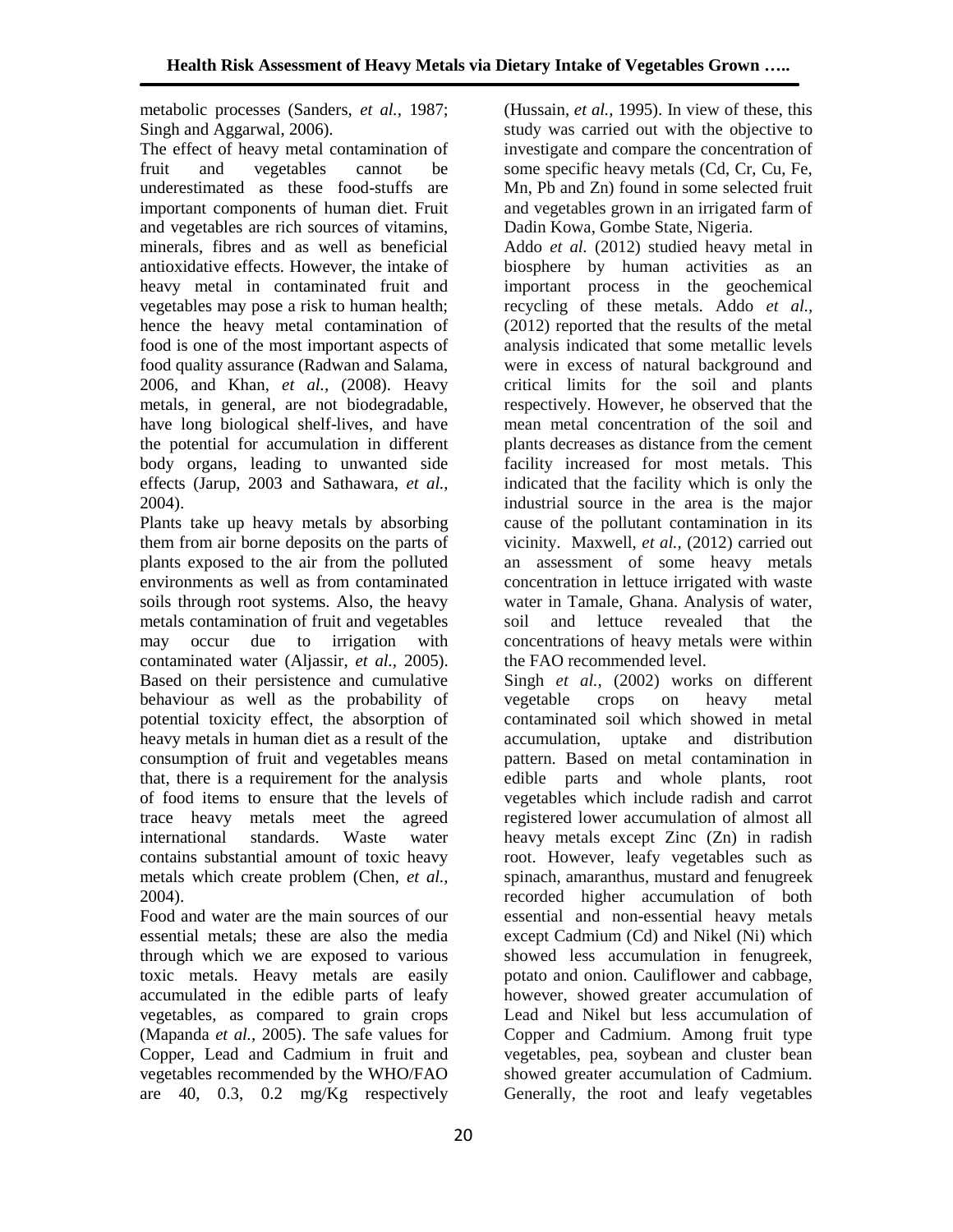metabolic processes (Sanders, *et al.,* 1987; Singh and Aggarwal, 2006).

The effect of heavy metal contamination of fruit and vegetables cannot be underestimated as these food-stuffs are important components of human diet. Fruit and vegetables are rich sources of vitamins, minerals, fibres and as well as beneficial antioxidative effects. However, the intake of heavy metal in contaminated fruit and vegetables may pose a risk to human health; hence the heavy metal contamination of food is one of the most important aspects of food quality assurance (Radwan and Salama, 2006, and Khan, *et al.,* (2008). Heavy metals, in general, are not biodegradable, have long biological shelf-lives, and have the potential for accumulation in different body organs, leading to unwanted side effects (Jarup, 2003 and Sathawara, *et al.,* 2004).

Plants take up heavy metals by absorbing them from air borne deposits on the parts of plants exposed to the air from the polluted environments as well as from contaminated soils through root systems. Also, the heavy metals contamination of fruit and vegetables may occur due to irrigation with contaminated water (Aljassir, *et al.,* 2005). Based on their persistence and cumulative behaviour as well as the probability of potential toxicity effect, the absorption of heavy metals in human diet as a result of the consumption of fruit and vegetables means that, there is a requirement for the analysis of food items to ensure that the levels of trace heavy metals meet the agreed international standards. Waste water contains substantial amount of toxic heavy metals which create problem (Chen, *et al.,* 2004).

Food and water are the main sources of our essential metals; these are also the media through which we are exposed to various toxic metals. Heavy metals are easily accumulated in the edible parts of leafy vegetables, as compared to grain crops (Mapanda *et al.,* 2005). The safe values for Copper, Lead and Cadmium in fruit and vegetables recommended by the WHO/FAO are 40, 0.3, 0.2 mg/Kg respectively (Hussain, *et al.,* 1995). In view of these, this study was carried out with the objective to investigate and compare the concentration of some specific heavy metals (Cd, Cr, Cu, Fe, Mn, Pb and Zn) found in some selected fruit and vegetables grown in an irrigated farm of Dadin Kowa, Gombe State, Nigeria.

Addo *et al.* (2012) studied heavy metal in biosphere by human activities as an important process in the geochemical recycling of these metals. Addo *et al.,* (2012) reported that the results of the metal analysis indicated that some metallic levels were in excess of natural background and critical limits for the soil and plants respectively. However, he observed that the mean metal concentration of the soil and plants decreases as distance from the cement facility increased for most metals. This indicated that the facility which is only the industrial source in the area is the major cause of the pollutant contamination in its vicinity. Maxwell, *et al.,* (2012) carried out an assessment of some heavy metals concentration in lettuce irrigated with waste water in Tamale, Ghana. Analysis of water, soil and lettuce revealed that the concentrations of heavy metals were within the FAO recommended level.

Singh *et al.,* (2002) works on different vegetable crops on heavy metal contaminated soil which showed in metal accumulation, uptake and distribution pattern. Based on metal contamination in edible parts and whole plants, root vegetables which include radish and carrot registered lower accumulation of almost all heavy metals except Zinc (Zn) in radish root. However, leafy vegetables such as spinach, amaranthus, mustard and fenugreek recorded higher accumulation of both essential and non-essential heavy metals except Cadmium (Cd) and Nikel (Ni) which showed less accumulation in fenugreek, potato and onion. Cauliflower and cabbage, however, showed greater accumulation of Lead and Nikel but less accumulation of Copper and Cadmium. Among fruit type vegetables, pea, soybean and cluster bean showed greater accumulation of Cadmium. Generally, the root and leafy vegetables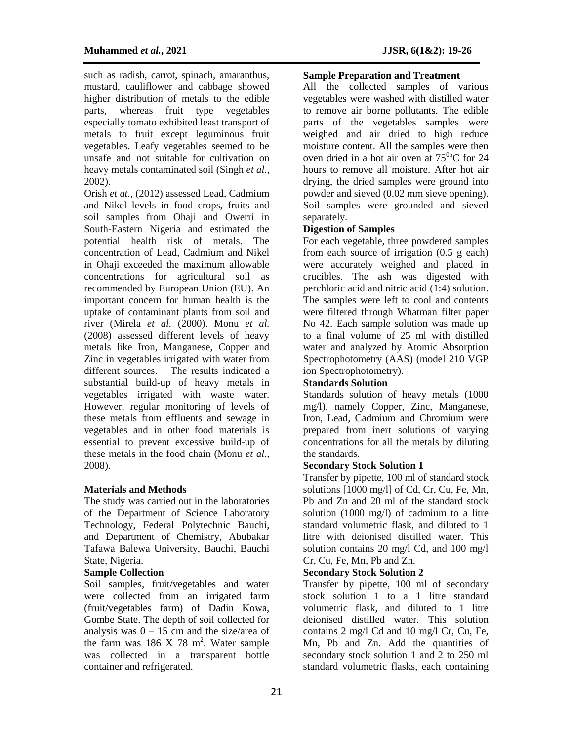such as radish, carrot, spinach, amaranthus, mustard, cauliflower and cabbage showed higher distribution of metals to the edible parts, whereas fruit type vegetables especially tomato exhibited least transport of metals to fruit except leguminous fruit vegetables. Leafy vegetables seemed to be unsafe and not suitable for cultivation on heavy metals contaminated soil (Singh *et al.,* 2002).

Orish *et at.,* (2012) assessed Lead, Cadmium and Nikel levels in food crops, fruits and soil samples from Ohaji and Owerri in South-Eastern Nigeria and estimated the potential health risk of metals. The concentration of Lead, Cadmium and Nikel in Ohaji exceeded the maximum allowable concentrations for agricultural soil as recommended by European Union (EU). An important concern for human health is the uptake of contaminant plants from soil and river (Mirela *et al.* (2000). Monu *et al.* (2008) assessed different levels of heavy metals like Iron, Manganese, Copper and Zinc in vegetables irrigated with water from different sources. The results indicated a substantial build-up of heavy metals in vegetables irrigated with waste water. However, regular monitoring of levels of these metals from effluents and sewage in vegetables and in other food materials is essential to prevent excessive build-up of these metals in the food chain (Monu *et al.,* 2008).

## Materials and Methods

The study was carried out in the laboratories of the Department of Science Laboratory Technology, Federal Polytechnic Bauchi, and Department of Chemistry, Abubakar Tafawa Balewa University, Bauchi, Bauchi State, Nigeria.

### Sample Collection

Soil samples, fruit/vegetables and water were collected from an irrigated farm (fruit/vegetables farm) of Dadin Kowa, Gombe State. The depth of soil collected for analysis was 0 – 15 cm and the size/area of the farm was 186 X 78 $m^2$. Water sample was collected in a transparent bottle container and refrigerated.

### Sample Preparation and Treatment

All the collected samples of various vegetables were washed with distilled water to remove air borne pollutants. The edible parts of the vegetables samples were weighed and air dried to high reduce moisture content. All the samples were then oven dried in a hot air oven at $75^{0o}$C for 24 hours to remove all moisture. After hot air drying, the dried samples were ground into powder and sieved (0.02 mm sieve opening). Soil samples were grounded and sieved separately.

### Digestion of Samples

For each vegetable, three powdered samples from each source of irrigation (0.5 g each) were accurately weighed and placed in crucibles. The ash was digested with perchloric acid and nitric acid (1:4) solution. The samples were left to cool and contents were filtered through Whatman filter paper No 42. Each sample solution was made up to a final volume of 25 ml with distilled water and analyzed by Atomic Absorption Spectrophotometry (AAS) (model 210 VGP ion Spectrophotometry).

### Standards Solution

Standards solution of heavy metals (1000 mg/l), namely Copper, Zinc, Manganese, Iron, Lead, Cadmium and Chromium were prepared from inert solutions of varying concentrations for all the metals by diluting the standards.

### Secondary Stock Solution 1

Transfer by pipette, 100 ml of standard stock solutions [1000 mg/l] of Cd, Cr, Cu, Fe, Mn, Pb and Zn and 20 ml of the standard stock solution (1000 mg/l) of cadmium to a litre standard volumetric flask, and diluted to 1 litre with deionised distilled water. This solution contains 20 mg/l Cd, and 100 mg/l Cr, Cu, Fe, Mn, Pb and Zn.

### Secondary Stock Solution 2

Transfer by pipette, 100 ml of secondary stock solution 1 to a 1 litre standard volumetric flask, and diluted to 1 litre deionised distilled water. This solution contains 2 mg/l Cd and 10 mg/l Cr, Cu, Fe, Mn, Pb and Zn. Add the quantities of secondary stock solution 1 and 2 to 250 ml standard volumetric flasks, each containing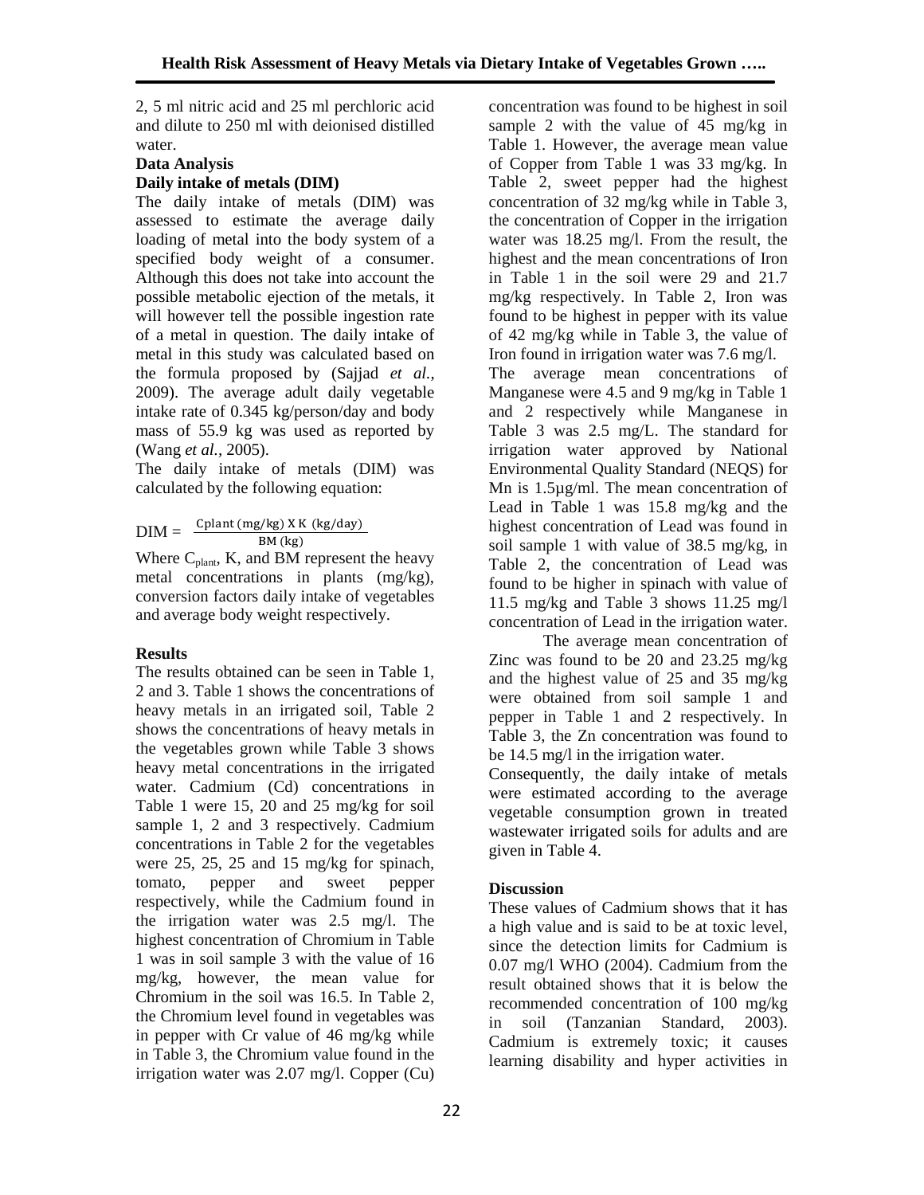2, 5 ml nitric acid and 25 ml perchloric acid and dilute to 250 ml with deionised distilled water.

### Data Analysis

#### Daily intake of metals (DIM)

The daily intake of metals (DIM) was assessed to estimate the average daily loading of metal into the body system of a specified body weight of a consumer. Although this does not take into account the possible metabolic ejection of the metals, it will however tell the possible ingestion rate of a metal in question. The daily intake of metal in this study was calculated based on the formula proposed by (Sajjad *et al.,* 2009). The average adult daily vegetable intake rate of 0.345 kg/person/day and body mass of 55.9 kg was used as reported by (Wang *et al.,* 2005).

The daily intake of metals (DIM) was calculated by the following equation:

$$DIM = \frac{\text{Cplant (mg/kg) X K (kg/day)}}{\text{BM (kg)}}$$

Where $C_{plant}$, K, and BM represent the heavy metal concentrations in plants (mg/kg), conversion factors daily intake of vegetables and average body weight respectively.

### Results

The results obtained can be seen in Table 1, 2 and 3. Table 1 shows the concentrations of heavy metals in an irrigated soil, Table 2 shows the concentrations of heavy metals in the vegetables grown while Table 3 shows heavy metal concentrations in the irrigated water. Cadmium (Cd) concentrations in Table 1 were 15, 20 and 25 mg/kg for soil sample 1, 2 and 3 respectively. Cadmium concentrations in Table 2 for the vegetables were 25, 25, 25 and 15 mg/kg for spinach, tomato, pepper and sweet pepper respectively, while the Cadmium found in the irrigation water was 2.5 mg/l. The highest concentration of Chromium in Table 1 was in soil sample 3 with the value of 16 mg/kg, however, the mean value for Chromium in the soil was 16.5. In Table 2, the Chromium level found in vegetables was in pepper with Cr value of 46 mg/kg while in Table 3, the Chromium value found in the irrigation water was 2.07 mg/l. Copper (Cu) concentration was found to be highest in soil sample 2 with the value of 45 mg/kg in Table 1. However, the average mean value of Copper from Table 1 was 33 mg/kg. In Table 2, sweet pepper had the highest concentration of 32 mg/kg while in Table 3, the concentration of Copper in the irrigation water was 18.25 mg/l. From the result, the highest and the mean concentrations of Iron in Table 1 in the soil were 29 and 21.7 mg/kg respectively. In Table 2, Iron was found to be highest in pepper with its value of 42 mg/kg while in Table 3, the value of Iron found in irrigation water was 7.6 mg/l.

The average mean concentrations of Manganese were 4.5 and 9 mg/kg in Table 1 and 2 respectively while Manganese in Table 3 was 2.5 mg/L. The standard for irrigation water approved by National Environmental Quality Standard (NEQS) for Mn is 1.5µg/ml. The mean concentration of Lead in Table 1 was 15.8 mg/kg and the highest concentration of Lead was found in soil sample 1 with value of 38.5 mg/kg, in Table 2, the concentration of Lead was found to be higher in spinach with value of 11.5 mg/kg and Table 3 shows 11.25 mg/l concentration of Lead in the irrigation water.

The average mean concentration of Zinc was found to be 20 and 23.25 mg/kg and the highest value of 25 and 35 mg/kg were obtained from soil sample 1 and pepper in Table 1 and 2 respectively. In Table 3, the Zn concentration was found to be 14.5 mg/l in the irrigation water.

Consequently, the daily intake of metals were estimated according to the average vegetable consumption grown in treated wastewater irrigated soils for adults and are given in Table 4.

### Discussion

These values of Cadmium shows that it has a high value and is said to be at toxic level, since the detection limits for Cadmium is 0.07 mg/l WHO (2004). Cadmium from the result obtained shows that it is below the recommended concentration of 100 mg/kg in soil (Tanzanian Standard, 2003). Cadmium is extremely toxic; it causes learning disability and hyper activities in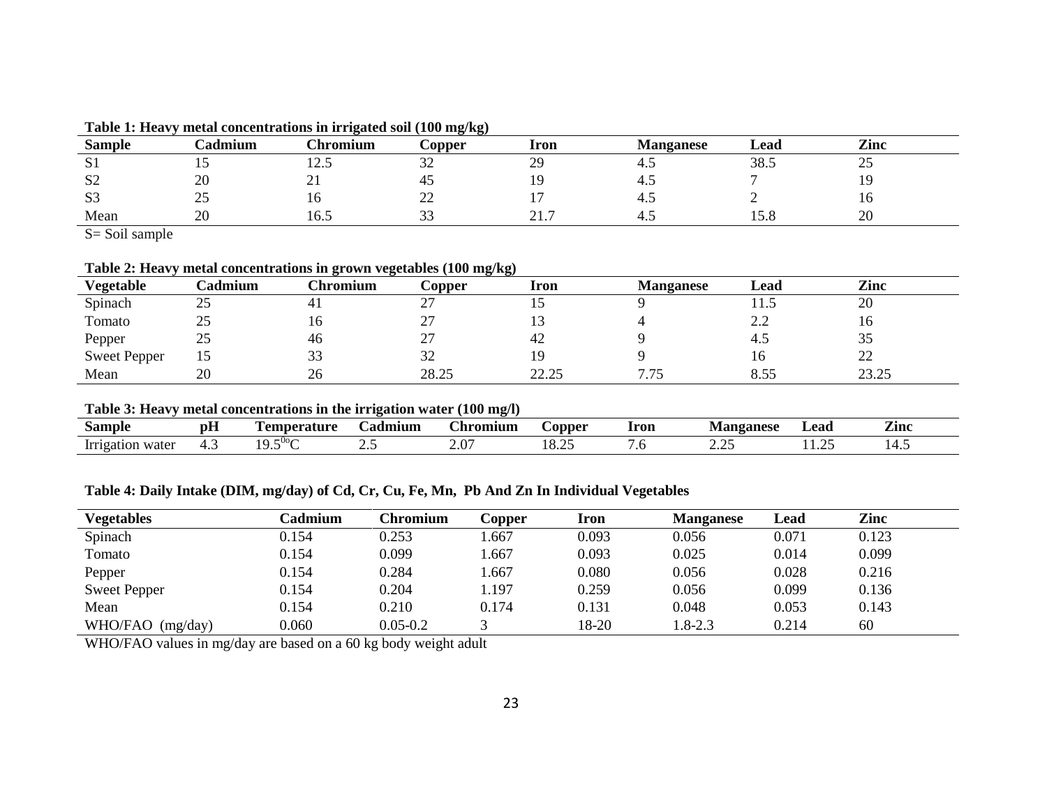**Table 1: Heavy metal concentrations in irrigated soil (100 mg/kg)**

| Sample | Cadmium | Chromium | Copper | Iron | Manganese | Lead | Zinc |
|---|---|---|---|---|---|---|---|
| S1 | 15 | 12.5 | 32 | 29 | 4.5 | 38.5 | 25 |
| S2 | 20 | 21 | 45 | 19 | 4.5 | 7 | 19 |
| S3 | 25 | 16 | 22 | 17 | 4.5 | 2 | 16 |
| Mean | 20 | 16.5 | 33 | 21.7 | 4.5 | 15.8 | 20 |

S= Soil sample

**Table 2: Heavy metal concentrations in grown vegetables (100 mg/kg)**

| Vegetable | Cadmium | Chromium | Copper | Iron | Manganese | Lead | Zinc |
|---|---|---|---|---|---|---|---|
| Spinach | 25 | 41 | 27 | 15 | 9 | 11.5 | 20 |
| Tomato | 25 | 16 | 27 | 13 | 4 | 2.2 | 16 |
| Pepper | 25 | 46 | 27 | 42 | 9 | 4.5 | 35 |
| Sweet Pepper | 15 | 33 | 32 | 19 | 9 | 16 | 22 |
| Mean | 20 | 26 | 28.25 | 22.25 | 7.75 | 8.55 | 23.25 |

**Table 3: Heavy metal concentrations in the irrigation water (100 mg/l)**

| Sample | pH | Temperature | Cadmium | Chromium | Copper | Iron | Manganese | Lead | Zinc |
|---|---|---|---|---|---|---|---|---|---|
| Irrigation water | 4.3 | 19.5$^{0o}$C | 2.5 | 2.07 | 18.25 | 7.6 | 2.25 | 11.25 | 14.5 |

**Table 4: Daily Intake (DIM, mg/day) of Cd, Cr, Cu, Fe, Mn, Pb And Zn In Individual Vegetables**

| Vegetables | Cadmium | Chromium | Copper | Iron | Manganese | Lead | Zinc |
|---|---|---|---|---|---|---|---|
| Spinach | 0.154 | 0.253 | 1.667 | 0.093 | 0.056 | 0.071 | 0.123 |
| Tomato | 0.154 | 0.099 | 1.667 | 0.093 | 0.025 | 0.014 | 0.099 |
| Pepper | 0.154 | 0.284 | 1.667 | 0.080 | 0.056 | 0.028 | 0.216 |
| Sweet Pepper | 0.154 | 0.204 | 1.197 | 0.259 | 0.056 | 0.099 | 0.136 |
| Mean | 0.154 | 0.210 | 0.174 | 0.131 | 0.048 | 0.053 | 0.143 |
| WHO/FAO (mg/day) | 0.060 | 0.05-0.2 | 3 | 18-20 | 1.8-2.3 | 0.214 | 60 |

WHO/FAO values in mg/day are based on a 60 kg body weight adult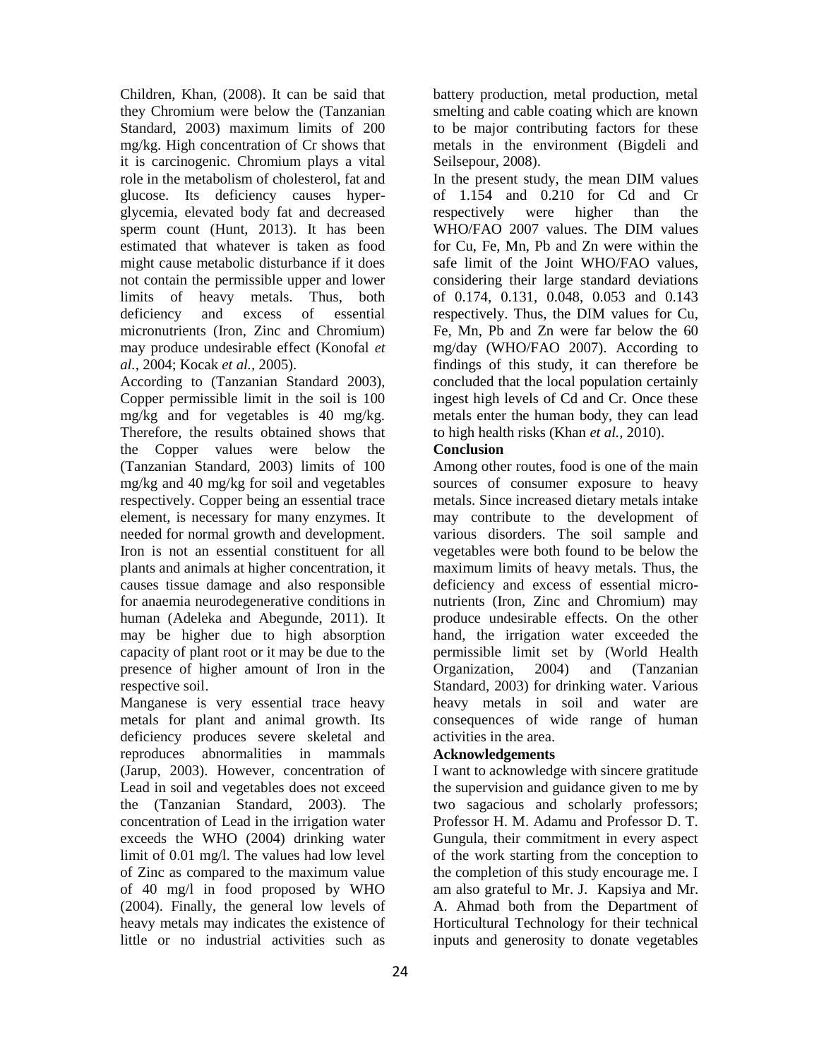Children, Khan, (2008). It can be said that they Chromium were below the (Tanzanian Standard, 2003) maximum limits of 200 mg/kg. High concentration of Cr shows that it is carcinogenic. Chromium plays a vital role in the metabolism of cholesterol, fat and glucose. Its deficiency causes hyper-glycemia, elevated body fat and decreased sperm count (Hunt, 2013). It has been estimated that whatever is taken as food might cause metabolic disturbance if it does not contain the permissible upper and lower limits of heavy metals. Thus, both deficiency and excess of essential micronutrients (Iron, Zinc and Chromium) may produce undesirable effect (Konofal *et al.,* 2004; Kocak *et al.,* 2005).

According to (Tanzanian Standard 2003), Copper permissible limit in the soil is 100 mg/kg and for vegetables is 40 mg/kg. Therefore, the results obtained shows that the Copper values were below the (Tanzanian Standard, 2003) limits of 100 mg/kg and 40 mg/kg for soil and vegetables respectively. Copper being an essential trace element, is necessary for many enzymes. It needed for normal growth and development. Iron is not an essential constituent for all plants and animals at higher concentration, it causes tissue damage and also responsible for anaemia neurodegenerative conditions in human (Adeleka and Abegunde, 2011). It may be higher due to high absorption capacity of plant root or it may be due to the presence of higher amount of Iron in the respective soil.

Manganese is very essential trace heavy metals for plant and animal growth. Its deficiency produces severe skeletal and reproduces abnormalities in mammals (Jarup, 2003). However, concentration of Lead in soil and vegetables does not exceed the (Tanzanian Standard, 2003). The concentration of Lead in the irrigation water exceeds the WHO (2004) drinking water limit of 0.01 mg/l. The values had low level of Zinc as compared to the maximum value of 40 mg/l in food proposed by WHO (2004). Finally, the general low levels of heavy metals may indicates the existence of little or no industrial activities such as battery production, metal production, metal smelting and cable coating which are known to be major contributing factors for these metals in the environment (Bigdeli and Seilsepour, 2008).

In the present study, the mean DIM values of 1.154 and 0.210 for Cd and Cr respectively were higher than the WHO/FAO 2007 values. The DIM values for Cu, Fe, Mn, Pb and Zn were within the safe limit of the Joint WHO/FAO values, considering their large standard deviations of 0.174, 0.131, 0.048, 0.053 and 0.143 respectively. Thus, the DIM values for Cu, Fe, Mn, Pb and Zn were far below the 60 mg/day (WHO/FAO 2007). According to findings of this study, it can therefore be concluded that the local population certainly ingest high levels of Cd and Cr. Once these metals enter the human body, they can lead to high health risks (Khan *et al.,* 2010).

## Conclusion

Among other routes, food is one of the main sources of consumer exposure to heavy metals. Since increased dietary metals intake may contribute to the development of various disorders. The soil sample and vegetables were both found to be below the maximum limits of heavy metals. Thus, the deficiency and excess of essential micro-nutrients (Iron, Zinc and Chromium) may produce undesirable effects. On the other hand, the irrigation water exceeded the permissible limit set by (World Health Organization, 2004) and (Tanzanian Standard, 2003) for drinking water. Various heavy metals in soil and water are consequences of wide range of human activities in the area.

## Acknowledgements

I want to acknowledge with sincere gratitude the supervision and guidance given to me by two sagacious and scholarly professors; Professor H. M. Adamu and Professor D. T. Gungula, their commitment in every aspect of the work starting from the conception to the completion of this study encourage me. I am also grateful to Mr. J. Kapsiya and Mr. A. Ahmad both from the Department of Horticultural Technology for their technical inputs and generosity to donate vegetables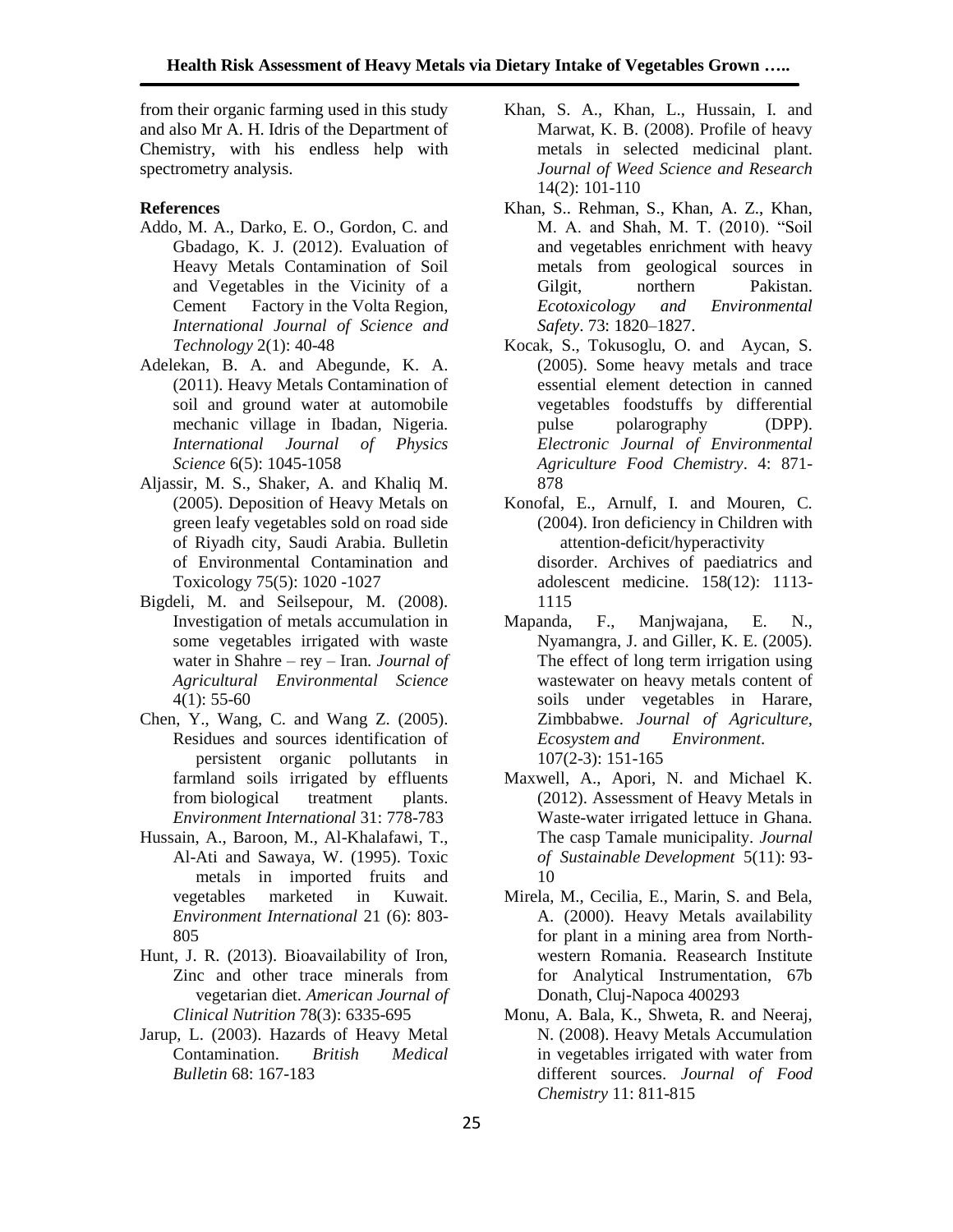from their organic farming used in this study and also Mr A. H. Idris of the Department of Chemistry, with his endless help with spectrometry analysis.

**References**

Addo, M. A., Darko, E. O., Gordon, C. and Gbadago, K. J. (2012). Evaluation of Heavy Metals Contamination of Soil and Vegetables in the Vicinity of a Cement Factory in the Volta Region, *International Journal of Science and Technology* 2(1): 40-48

Adelekan, B. A. and Abegunde, K. A. (2011). Heavy Metals Contamination of soil and ground water at automobile mechanic village in Ibadan, Nigeria. *International Journal of Physics Science* 6(5): 1045-1058

Aljassir, M. S., Shaker, A. and Khaliq M. (2005). Deposition of Heavy Metals on green leafy vegetables sold on road side of Riyadh city, Saudi Arabia. Bulletin of Environmental Contamination and Toxicology 75(5): 1020 -1027

Bigdeli, M. and Seilsepour, M. (2008). Investigation of metals accumulation in some vegetables irrigated with waste water in Shahre – rey – Iran. *Journal of Agricultural Environmental Science* 4(1): 55-60

Chen, Y., Wang, C. and Wang Z. (2005). Residues and sources identification of persistent organic pollutants in farmland soils irrigated by effluents from biological treatment plants. *Environment International* 31: 778-783

Hussain, A., Baroon, M., Al-Khalafawi, T., Al-Ati and Sawaya, W. (1995). Toxic metals in imported fruits and vegetables marketed in Kuwait. *Environment International* 21 (6): 803-805

Hunt, J. R. (2013). Bioavailability of Iron, Zinc and other trace minerals from vegetarian diet. *American Journal of Clinical Nutrition* 78(3): 6335-695

Jarup, L. (2003). Hazards of Heavy Metal Contamination. *British Medical Bulletin* 68: 167-183

Khan, S. A., Khan, L., Hussain, I. and Marwat, K. B. (2008). Profile of heavy metals in selected medicinal plant. *Journal of Weed Science and Research* 14(2): 101-110

Khan, S.. Rehman, S., Khan, A. Z., Khan, M. A. and Shah, M. T. (2010). "Soil and vegetables enrichment with heavy metals from geological sources in Gilgit, northern Pakistan. *Ecotoxicology and Environmental Safety*. 73: 1820–1827.

Kocak, S., Tokusoglu, O. and Aycan, S. (2005). Some heavy metals and trace essential element detection in canned vegetables foodstuffs by differential pulse polarography (DPP). *Electronic Journal of Environmental Agriculture Food Chemistry*. 4: 871-878

Konofal, E., Arnulf, I. and Mouren, C. (2004). Iron deficiency in Children with attention-deficit/hyperactivity disorder. Archives of paediatrics and adolescent medicine. 158(12): 1113-1115

Mapanda, F., Manjwajana, E. N., Nyamangra, J. and Giller, K. E. (2005). The effect of long term irrigation using wastewater on heavy metals content of soils under vegetables in Harare, Zimbbabwe. *Journal of Agriculture, Ecosystem and Environment*. 107(2-3): 151-165

Maxwell, A., Apori, N. and Michael K. (2012). Assessment of Heavy Metals in Waste-water irrigated lettuce in Ghana. The casp Tamale municipality. *Journal of Sustainable Development* 5(11): 93-10

Mirela, M., Cecilia, E., Marin, S. and Bela, A. (2000). Heavy Metals availability for plant in a mining area from North-western Romania. Reasearch Institute for Analytical Instrumentation, 67b Donath, Cluj-Napoca 400293

Monu, A. Bala, K., Shweta, R. and Neeraj, N. (2008). Heavy Metals Accumulation in vegetables irrigated with water from different sources. *Journal of Food Chemistry* 11: 811-815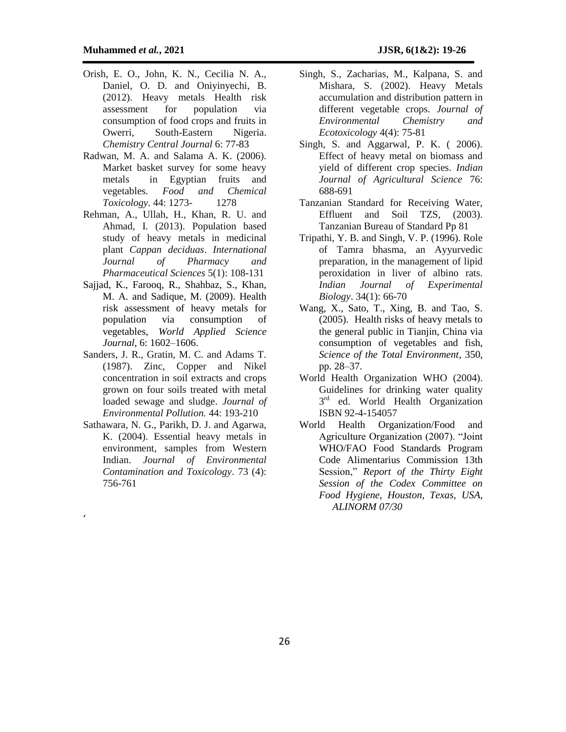Orish, E. O., John, K. N., Cecilia N. A., Daniel, O. D. and Oniyinyechi, B. (2012). Heavy metals Health risk assessment for population via consumption of food crops and fruits in Owerri, South-Eastern Nigeria. *Chemistry Central Journal* 6: 77-83

Radwan, M. A. and Salama A. K. (2006). Market basket survey for some heavy metals in Egyptian fruits and vegetables*. Food and Chemical Toxicology*. 44: 1273- 1278

Rehman, A., Ullah, H., Khan, R. U. and Ahmad, I. (2013). Population based study of heavy metals in medicinal plant *Cappan deciduas*. *International Journal of Pharmacy and Pharmaceutical Sciences* 5(1): 108-131

Sajjad, K., Farooq, R., Shahbaz, S., Khan, M. A. and Sadique, M. (2009). Health risk assessment of heavy metals for population via consumption of vegetables, *World Applied Science Journal*, 6: 1602–1606.

Sanders, J. R., Gratin, M. C. and Adams T. (1987). Zinc, Copper and Nikel concentration in soil extracts and crops grown on four soils treated with metal loaded sewage and sludge. *Journal of Environmental Pollution.* 44: 193-210

Sathawara, N. G., Parikh, D. J. and Agarwa, K. (2004). Essential heavy metals in environment, samples from Western Indian. *Journal of Environmental Contamination and Toxicology*. 73 (4): 756-761

Singh, S., Zacharias, M., Kalpana, S. and Mishara, S. (2002). Heavy Metals accumulation and distribution pattern in different vegetable crops. *Journal of Environmental Chemistry and Ecotoxicology* 4(4): 75-81

Singh, S. and Aggarwal, P. K. ( 2006). Effect of heavy metal on biomass and yield of different crop species. *Indian Journal of Agricultural Science* 76: 688-691

Tanzanian Standard for Receiving Water, Effluent and Soil TZS, (2003). Tanzanian Bureau of Standard Pp 81

Tripathi, Y. B. and Singh, V. P. (1996). Role of Tamra bhasma, an Ayyurvedic preparation, in the management of lipid peroxidation in liver of albino rats. *Indian Journal of Experimental Biology*. 34(1): 66-70

Wang, X., Sato, T., Xing, B. and Tao, S. (2005). Health risks of heavy metals to the general public in Tianjin, China via consumption of vegetables and fish, *Science of the Total Environment*, 350, pp. 28–37.

World Health Organization WHO (2004). Guidelines for drinking water quality 3rd ed. World Health Organization ISBN 92-4-154057

World Health Organization/Food and Agriculture Organization (2007). "Joint WHO/FAO Food Standards Program Code Alimentarius Commission 13th Session," *Report of the Thirty Eight Session of the Codex Committee on Food Hygiene, Houston, Texas, USA, ALINORM 07/30*